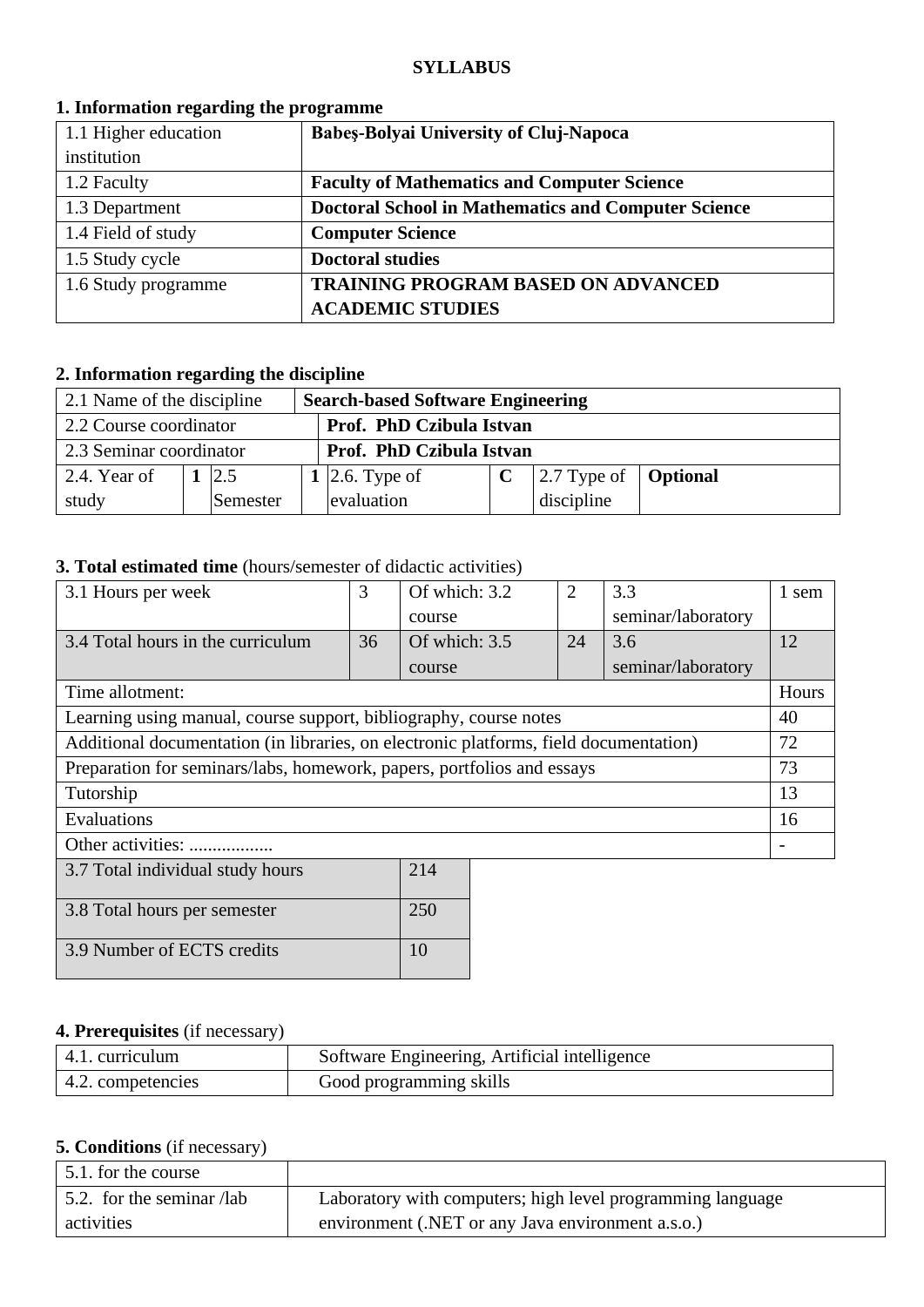**SYLLABUS**

## 1. Information regarding the programme

| | |
|---|---|
| 1.1 Higher education institution | **Babeş-Bolyai University of Cluj-Napoca** |
| 1.2 Faculty | **Faculty of Mathematics and Computer Science** |
| 1.3 Department | **Doctoral School in Mathematics and Computer Science** |
| 1.4 Field of study | **Computer Science** |
| 1.5 Study cycle | **Doctoral studies** |
| 1.6 Study programme | **TRAINING PROGRAM BASED ON ADVANCED ACADEMIC STUDIES** |

## 2. Information regarding the discipline

| | | | | | | | |
|---|---|---|---|---|---|---|---|
| 2.1 Name of the discipline | | | **Search-based Software Engineering** | | | | |
| 2.2 Course coordinator | | | **Prof. PhD Czibula Istvan** | | | | |
| 2.3 Seminar coordinator | | | **Prof. PhD Czibula Istvan** | | | | |
| 2.4. Year of study | **1** | 2.5 Semester | **1** | 2.6. Type of evaluation | **C** | 2.7 Type of discipline | **Optional** |

## 3. Total estimated time (hours/semester of didactic activities)

| | | | | | |
|---|---|---|---|---|---|
| 3.1 Hours per week | 3 | Of which: 3.2 course | 2 | 3.3 seminar/laboratory | 1 sem |
| 3.4 Total hours in the curriculum | 36 | Of which: 3.5 course | 24 | 3.6 seminar/laboratory | 12 |
| Time allotment: | | | | | Hours |
| Learning using manual, course support, bibliography, course notes | | | | | 40 |
| Additional documentation (in libraries, on electronic platforms, field documentation) | | | | | 72 |
| Preparation for seminars/labs, homework, papers, portfolios and essays | | | | | 73 |
| Tutorship | | | | | 13 |
| Evaluations | | | | | 16 |
| Other activities: .................. | | | | | - |

| | |
|---|---|
| 3.7 Total individual study hours | 214 |
| 3.8 Total hours per semester | 250 |
| 3.9 Number of ECTS credits | 10 |

## 4. Prerequisites (if necessary)

| | |
|---|---|
| 4.1. curriculum | Software Engineering, Artificial intelligence |
| 4.2. competencies | Good programming skills |

## 5. Conditions (if necessary)

| | |
|---|---|
| 5.1. for the course | |
| 5.2. for the seminar /lab activities | Laboratory with computers; high level programming language environment (.NET or any Java environment a.s.o.) |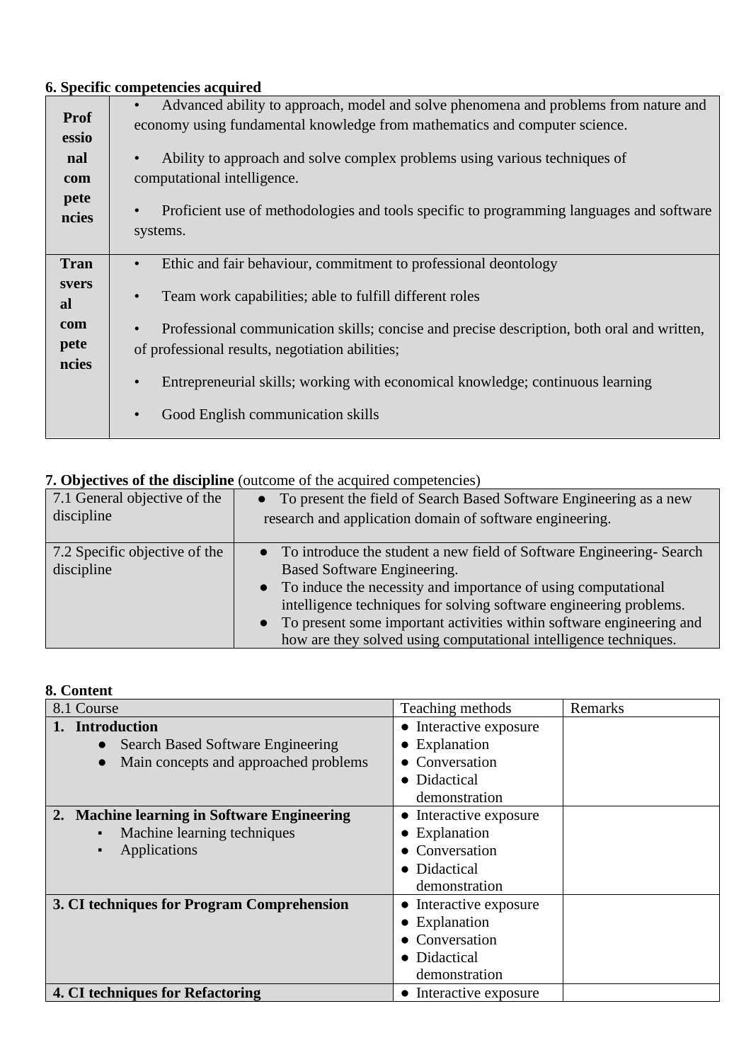**6. Specific competencies acquired**

| | |
|---|---|
| **Professional competencies** | • Advanced ability to approach, model and solve phenomena and problems from nature and economy using fundamental knowledge from mathematics and computer science.<br>• Ability to approach and solve complex problems using various techniques of computational intelligence.<br>• Proficient use of methodologies and tools specific to programming languages and software systems. |
| **Transversal competencies** | • Ethic and fair behaviour, commitment to professional deontology<br>• Team work capabilities; able to fulfill different roles<br>• Professional communication skills; concise and precise description, both oral and written, of professional results, negotiation abilities;<br>• Entrepreneurial skills; working with economical knowledge; continuous learning<br>• Good English communication skills |

**7. Objectives of the discipline** (outcome of the acquired competencies)

| | |
|---|---|
| 7.1 General objective of the discipline | ● To present the field of Search Based Software Engineering as a new research and application domain of software engineering. |
| 7.2 Specific objective of the discipline | ● To introduce the student a new field of Software Engineering- Search Based Software Engineering.<br>● To induce the necessity and importance of using computational intelligence techniques for solving software engineering problems.<br>● To present some important activities within software engineering and how are they solved using computational intelligence techniques. |

**8. Content**

| 8.1 Course | Teaching methods | Remarks |
|---|---|---|
| **1. Introduction**<br>● Search Based Software Engineering<br>● Main concepts and approached problems | ● Interactive exposure<br>● Explanation<br>● Conversation<br>● Didactical demonstration | |
| **2. Machine learning in Software Engineering**<br>▪ Machine learning techniques<br>▪ Applications | ● Interactive exposure<br>● Explanation<br>● Conversation<br>● Didactical demonstration | |
| **3. CI techniques for Program Comprehension** | ● Interactive exposure<br>● Explanation<br>● Conversation<br>● Didactical demonstration | |
| **4. CI techniques for Refactoring** | ● Interactive exposure | |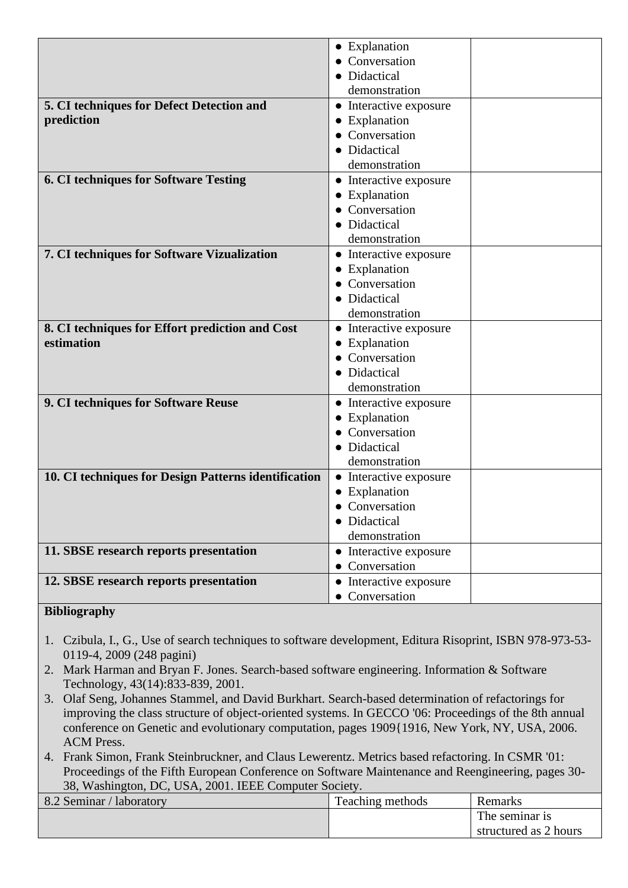| | | |
|---|---|---|
| | • Explanation<br>• Conversation<br>• Didactical demonstration | |
| **5. CI techniques for Defect Detection and prediction** | • Interactive exposure<br>• Explanation<br>• Conversation<br>• Didactical demonstration | |
| **6. CI techniques for Software Testing** | • Interactive exposure<br>• Explanation<br>• Conversation<br>• Didactical demonstration | |
| **7. CI techniques for Software Vizualization** | • Interactive exposure<br>• Explanation<br>• Conversation<br>• Didactical demonstration | |
| **8. CI techniques for Effort prediction and Cost estimation** | • Interactive exposure<br>• Explanation<br>• Conversation<br>• Didactical demonstration | |
| **9. CI techniques for Software Reuse** | • Interactive exposure<br>• Explanation<br>• Conversation<br>• Didactical demonstration | |
| **10. CI techniques for Design Patterns identification** | • Interactive exposure<br>• Explanation<br>• Conversation<br>• Didactical demonstration | |
| **11. SBSE research reports presentation** | • Interactive exposure<br>• Conversation | |
| **12. SBSE research reports presentation** | • Interactive exposure<br>• Conversation | |

**Bibliography**

1. Czibula, I., G., Use of search techniques to software development, Editura Risoprint, ISBN 978-973-53-0119-4, 2009 (248 pagini)
2. Mark Harman and Bryan F. Jones. Search-based software engineering. Information & Software Technology, 43(14):833-839, 2001.
3. Olaf Seng, Johannes Stammel, and David Burkhart. Search-based determination of refactorings for improving the class structure of object-oriented systems. In GECCO '06: Proceedings of the 8th annual conference on Genetic and evolutionary computation, pages 1909{1916, New York, NY, USA, 2006. ACM Press.
4. Frank Simon, Frank Steinbruckner, and Claus Lewerentz. Metrics based refactoring. In CSMR '01: Proceedings of the Fifth European Conference on Software Maintenance and Reengineering, pages 30-38, Washington, DC, USA, 2001. IEEE Computer Society.

| 8.2 Seminar / laboratory | Teaching methods | Remarks |
|---|---|---|
| | | The seminar is structured as 2 hours |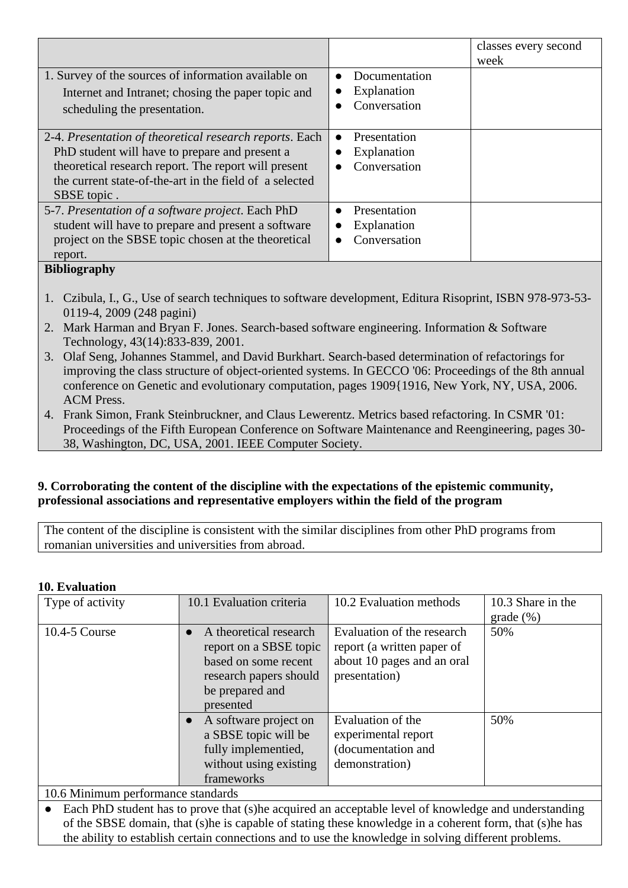| | | classes every second week |
|---|---|---|
| 1. Survey of the sources of information available on Internet and Intranet; chosing the paper topic and scheduling the presentation. | • Documentation<br>• Explanation<br>• Conversation | |
| 2-4. *Presentation of theoretical research reports*. Each PhD student will have to prepare and present a theoretical research report. The report will present the current state-of-the-art in the field of a selected SBSE topic . | • Presentation<br>• Explanation<br>• Conversation | |
| 5-7. *Presentation of a software project*. Each PhD student will have to prepare and present a software project on the SBSE topic chosen at the theoretical report. | • Presentation<br>• Explanation<br>• Conversation | |

**Bibliography**

1. Czibula, I., G., Use of search techniques to software development, Editura Risoprint, ISBN 978-973-53-0119-4, 2009 (248 pagini)
2. Mark Harman and Bryan F. Jones. Search-based software engineering. Information & Software Technology, 43(14):833-839, 2001.
3. Olaf Seng, Johannes Stammel, and David Burkhart. Search-based determination of refactorings for improving the class structure of object-oriented systems. In GECCO '06: Proceedings of the 8th annual conference on Genetic and evolutionary computation, pages 1909{1916, New York, NY, USA, 2006. ACM Press.
4. Frank Simon, Frank Steinbruckner, and Claus Lewerentz. Metrics based refactoring. In CSMR '01: Proceedings of the Fifth European Conference on Software Maintenance and Reengineering, pages 30-38, Washington, DC, USA, 2001. IEEE Computer Society.

**9. Corroborating the content of the discipline with the expectations of the epistemic community, professional associations and representative employers within the field of the program**

The content of the discipline is consistent with the similar disciplines from other PhD programs from romanian universities and universities from abroad.

**10. Evaluation**

| Type of activity | 10.1 Evaluation criteria | 10.2 Evaluation methods | 10.3 Share in the grade (%) |
|---|---|---|---|
| 10.4-5 Course | • A theoretical research report on a SBSE topic based on some recent research papers should be prepared and presented | Evaluation of the research report (a written paper of about 10 pages and an oral presentation) | 50% |
| | • A software project on a SBSE topic will be fully implementied, without using existing frameworks | Evaluation of the experimental report (documentation and demonstration) | 50% |
| 10.6 Minimum performance standards | | | |
| • Each PhD student has to prove that (s)he acquired an acceptable level of knowledge and understanding of the SBSE domain, that (s)he is capable of stating these knowledge in a coherent form, that (s)he has the ability to establish certain connections and to use the knowledge in solving different problems. | | | |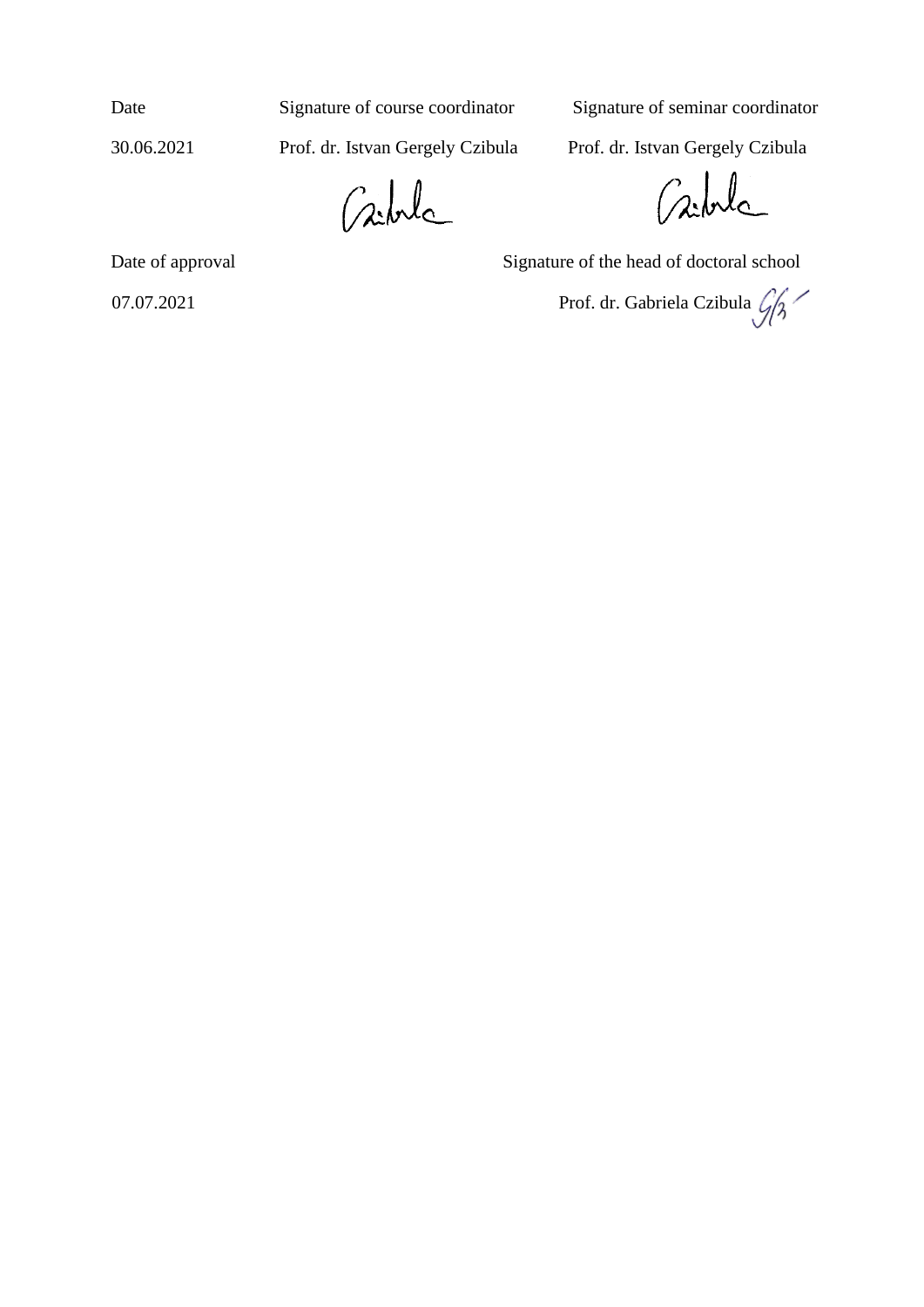| | | |
|---|---|---|
| Date | Signature of course coordinator | Signature of seminar coordinator |
| 30.06.2021 | Prof. dr. Istvan Gergely Czibula | Prof. dr. Istvan Gergely Czibula |

| | |
|---|---|
| Date of approval | Signature of the head of doctoral school |
| 07.07.2021 | Prof. dr. Gabriela Czibula |